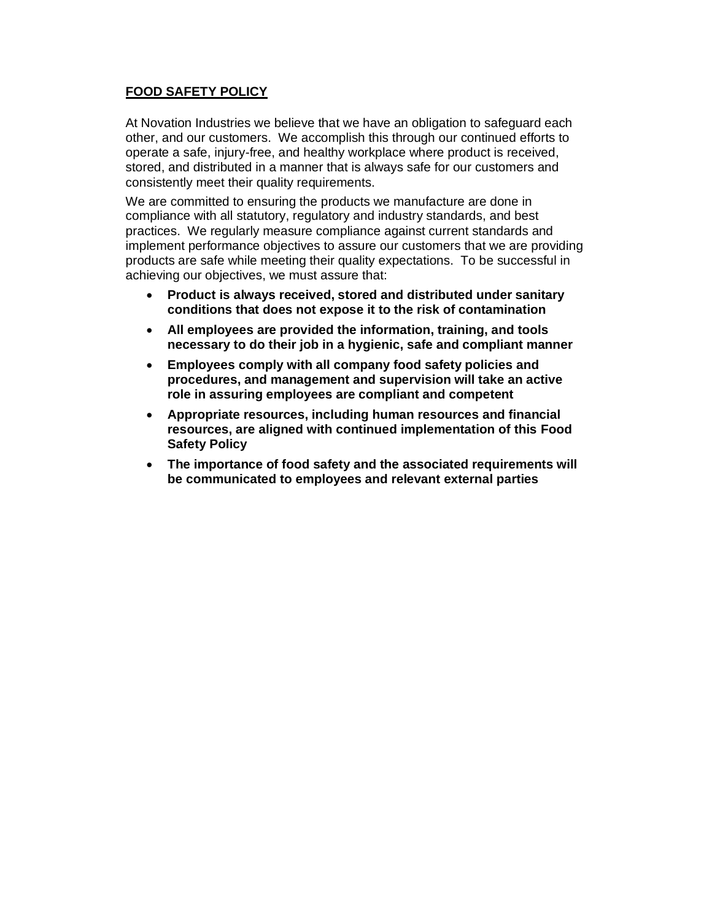**FOOD SAFETY POLICY**

At Novation Industries we believe that we have an obligation to safeguard each other, and our customers. We accomplish this through our continued efforts to operate a safe, injury-free, and healthy workplace where product is received, stored, and distributed in a manner that is always safe for our customers and consistently meet their quality requirements.

We are committed to ensuring the products we manufacture are done in compliance with all statutory, regulatory and industry standards, and best practices. We regularly measure compliance against current standards and implement performance objectives to assure our customers that we are providing products are safe while meeting their quality expectations. To be successful in achieving our objectives, we must assure that:

- **Product is always received, stored and distributed under sanitary conditions that does not expose it to the risk of contamination**
- **All employees are provided the information, training, and tools necessary to do their job in a hygienic, safe and compliant manner**
- **Employees comply with all company food safety policies and procedures, and management and supervision will take an active role in assuring employees are compliant and competent**
- **Appropriate resources, including human resources and financial resources, are aligned with continued implementation of this Food Safety Policy**
- **The importance of food safety and the associated requirements will be communicated to employees and relevant external parties**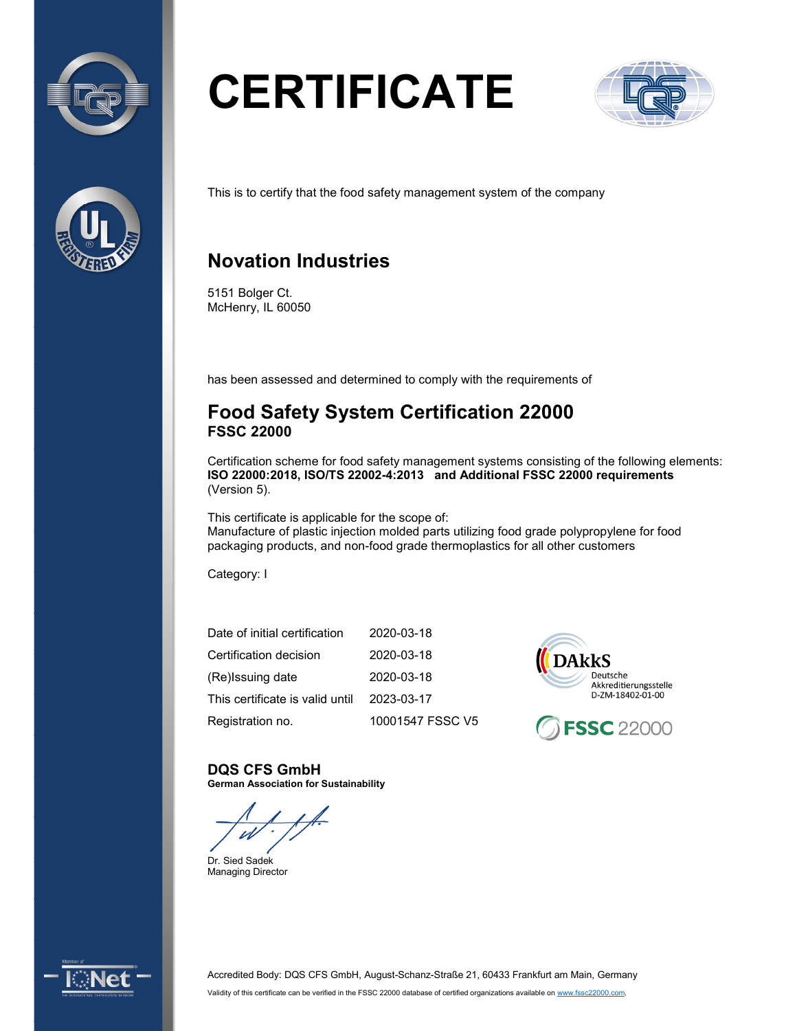# CERTIFICATE

This is to certify that the food safety management system of the company

## Novation Industries

5151 Bolger Ct.
McHenry, IL 60050

has been assessed and determined to comply with the requirements of

## Food Safety System Certification 22000

**FSSC 22000**

Certification scheme for food safety management systems consisting of the following elements:
**ISO 22000:2018, ISO/TS 22002-4:2013 and Additional FSSC 22000 requirements**
(Version 5).

This certificate is applicable for the scope of:
Manufacture of plastic injection molded parts utilizing food grade polypropylene for food packaging products, and non-food grade thermoplastics for all other customers

Category: I

| | |
|---|---|
| Date of initial certification | 2020-03-18 |
| Certification decision | 2020-03-18 |
| (Re)Issuing date | 2020-03-18 |
| This certificate is valid until | 2023-03-17 |
| Registration no. | 10001547 FSSC V5 |

DAkkS
Deutsche
Akkreditierungsstelle
D-ZM-18402-01-00

FSSC 22000

**DQS CFS GmbH**
**German Association for Sustainability**

Dr. Sied Sadek
Managing Director

Accredited Body: DQS CFS GmbH, August-Schanz-Straße 21, 60433 Frankfurt am Main, Germany

Validity of this certificate can be verified in the FSSC 22000 database of certified organizations available on www.fssc22000.com.